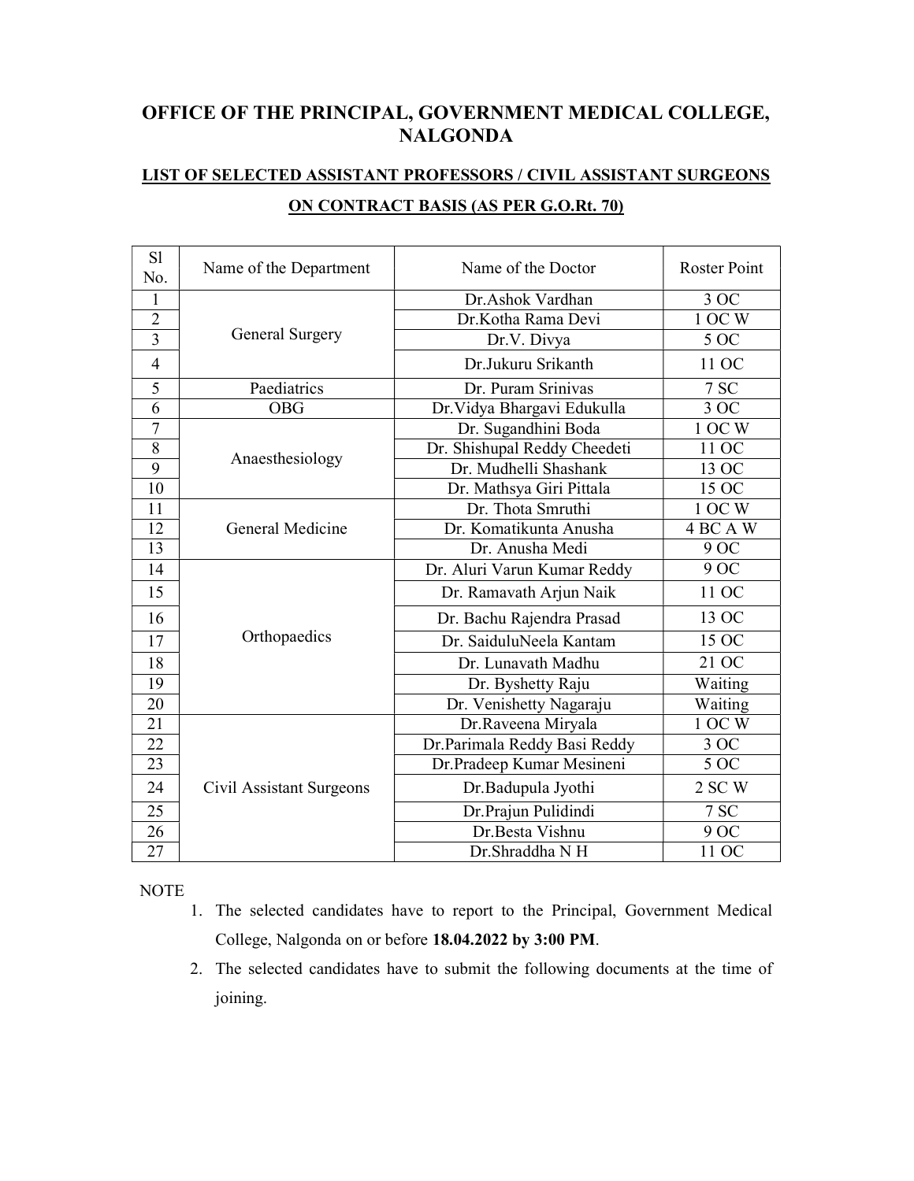# OFFICE OF THE PRINCIPAL, GOVERNMENT MEDICAL COLLEGE, NALGONDA

## LIST OF SELECTED ASSISTANT PROFESSORS / CIVIL ASSISTANT SURGEONS ON CONTRACT BASIS (AS PER G.O.Rt. 70)

| Sl No. | Name of the Department | Name of the Doctor | Roster Point |
|---|---|---|---|
| 1 | General Surgery | Dr.Ashok Vardhan | 3 OC |
| 2 | | Dr.Kotha Rama Devi | 1 OC W |
| 3 | | Dr.V. Divya | 5 OC |
| 4 | | Dr.Jukuru Srikanth | 11 OC |
| 5 | Paediatrics | Dr. Puram Srinivas | 7 SC |
| 6 | OBG | Dr.Vidya Bhargavi Edukulla | 3 OC |
| 7 | Anaesthesiology | Dr. Sugandhini Boda | 1 OC W |
| 8 | | Dr. Shishupal Reddy Cheedeti | 11 OC |
| 9 | | Dr. Mudhelli Shashank | 13 OC |
| 10 | | Dr. Mathsya Giri Pittala | 15 OC |
| 11 | General Medicine | Dr. Thota Smruthi | 1 OC W |
| 12 | | Dr. Komatikunta Anusha | 4 BC A W |
| 13 | | Dr. Anusha Medi | 9 OC |
| 14 | Orthopaedics | Dr. Aluri Varun Kumar Reddy | 9 OC |
| 15 | | Dr. Ramavath Arjun Naik | 11 OC |
| 16 | | Dr. Bachu Rajendra Prasad | 13 OC |
| 17 | | Dr. SaiduluNeela Kantam | 15 OC |
| 18 | | Dr. Lunavath Madhu | 21 OC |
| 19 | | Dr. Byshetty Raju | Waiting |
| 20 | | Dr. Venishetty Nagaraju | Waiting |
| 21 | Civil Assistant Surgeons | Dr.Raveena Miryala | 1 OC W |
| 22 | | Dr.Parimala Reddy Basi Reddy | 3 OC |
| 23 | | Dr.Pradeep Kumar Mesineni | 5 OC |
| 24 | | Dr.Badupula Jyothi | 2 SC W |
| 25 | | Dr.Prajun Pulidindi | 7 SC |
| 26 | | Dr.Besta Vishnu | 9 OC |
| 27 | | Dr.Shraddha N H | 11 OC |

NOTE

1. The selected candidates have to report to the Principal, Government Medical College, Nalgonda on or before **18.04.2022 by 3:00 PM**.
2. The selected candidates have to submit the following documents at the time of joining.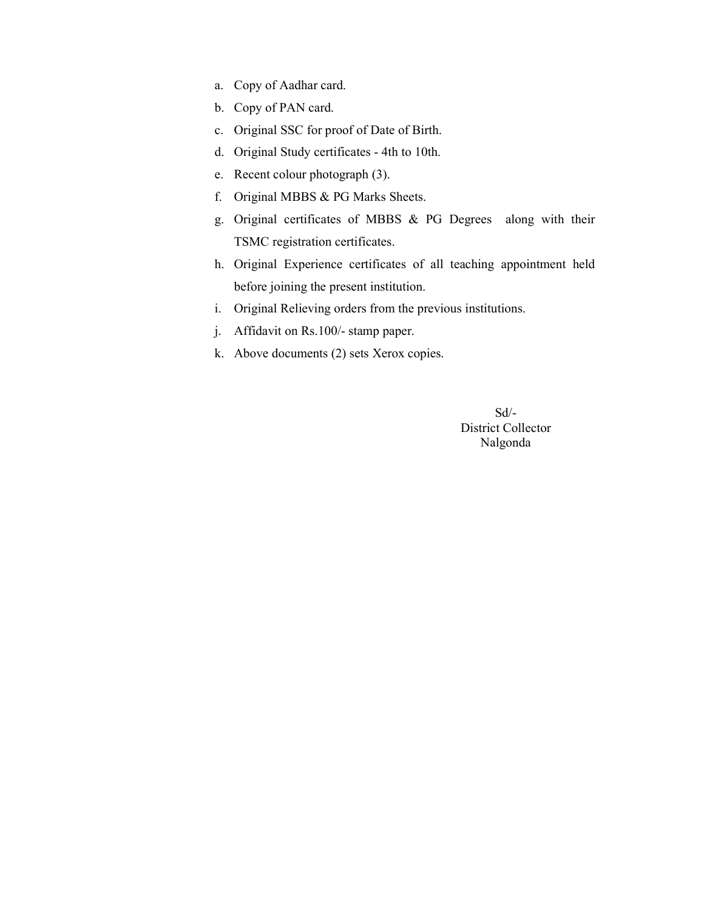a. Copy of Aadhar card.
b. Copy of PAN card.
c. Original SSC for proof of Date of Birth.
d. Original Study certificates - 4th to 10th.
e. Recent colour photograph (3).
f. Original MBBS & PG Marks Sheets.
g. Original certificates of MBBS & PG Degrees along with their TSMC registration certificates.
h. Original Experience certificates of all teaching appointment held before joining the present institution.
i. Original Relieving orders from the previous institutions.
j. Affidavit on Rs.100/- stamp paper.
k. Above documents (2) sets Xerox copies.

Sd/-
District Collector
Nalgonda